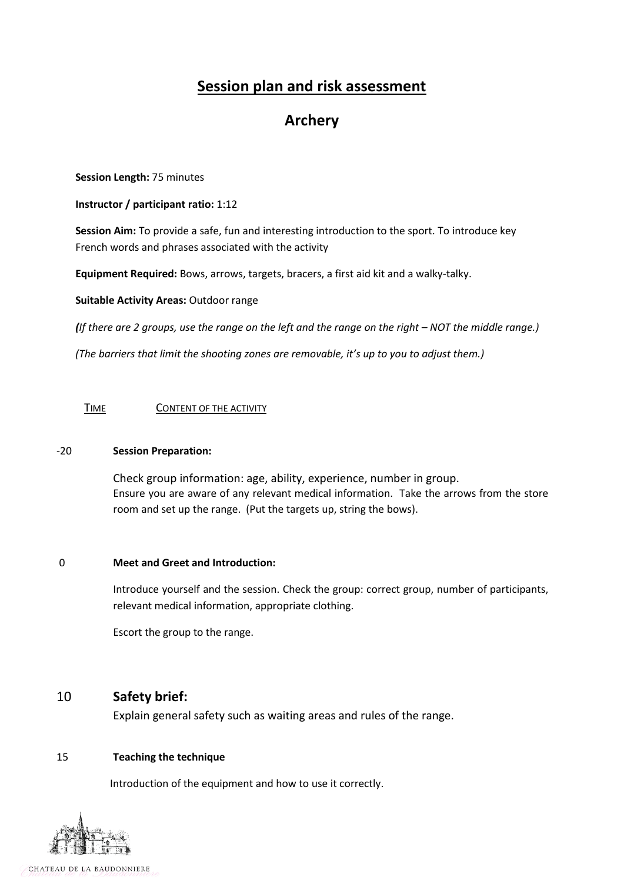// Session plan and risk assessment
# Session plan and risk assessment

## Archery

**Session Length:** 75 minutes

**Instructor / participant ratio:** 1:12

**Session Aim:** To provide a safe, fun and interesting introduction to the sport. To introduce key French words and phrases associated with the activity

**Equipment Required:** Bows, arrows, targets, bracers, a first aid kit and a walky-talky.

**Suitable Activity Areas:** Outdoor range

*(If there are 2 groups, use the range on the left and the range on the right – NOT the middle range.)*

*(The barriers that limit the shooting zones are removable, it's up to you to adjust them.)*

| TIME | CONTENT OF THE ACTIVITY |
|---|---|
| -20 | **Session Preparation:**<br><br>Check group information: age, ability, experience, number in group. Ensure you are aware of any relevant medical information. Take the arrows from the store room and set up the range. (Put the targets up, string the bows). |
| 0 | **Meet and Greet and Introduction:**<br><br>Introduce yourself and the session. Check the group: correct group, number of participants, relevant medical information, appropriate clothing.<br><br>Escort the group to the range. |
| 10 | **Safety brief:**<br><br>Explain general safety such as waiting areas and rules of the range. |
| 15 | **Teaching the technique**<br><br>Introduction of the equipment and how to use it correctly. |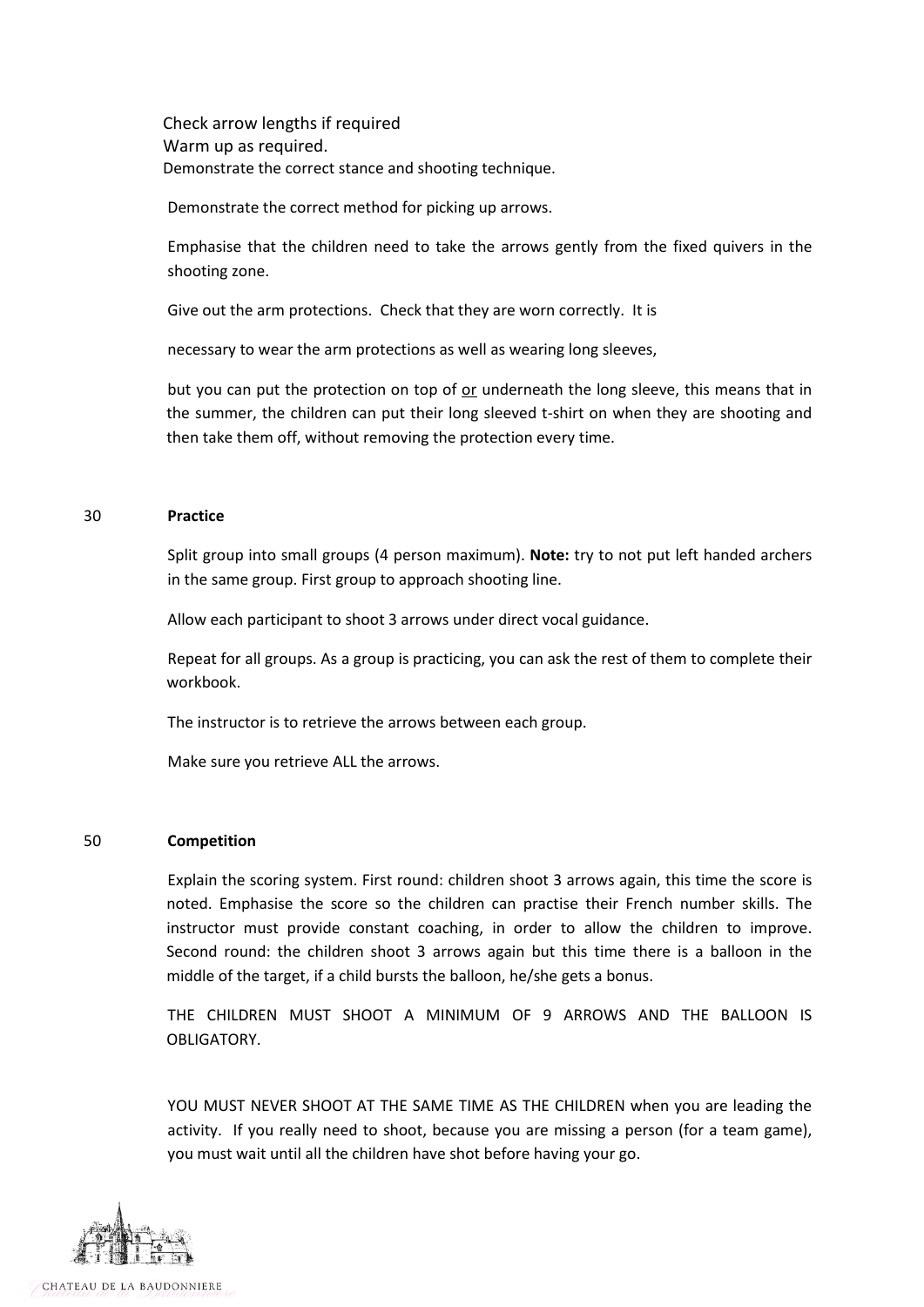Check arrow lengths if required
Warm up as required.
Demonstrate the correct stance and shooting technique.

Demonstrate the correct method for picking up arrows.

Emphasise that the children need to take the arrows gently from the fixed quivers in the shooting zone.

Give out the arm protections. Check that they are worn correctly. It is

necessary to wear the arm protections as well as wearing long sleeves,

but you can put the protection on top of or underneath the long sleeve, this means that in the summer, the children can put their long sleeved t-shirt on when they are shooting and then take them off, without removing the protection every time.

30 **Practice**

Split group into small groups (4 person maximum). **Note:** try to not put left handed archers in the same group. First group to approach shooting line.

Allow each participant to shoot 3 arrows under direct vocal guidance.

Repeat for all groups. As a group is practicing, you can ask the rest of them to complete their workbook.

The instructor is to retrieve the arrows between each group.

Make sure you retrieve ALL the arrows.

50 **Competition**

Explain the scoring system. First round: children shoot 3 arrows again, this time the score is noted. Emphasise the score so the children can practise their French number skills. The instructor must provide constant coaching, in order to allow the children to improve. Second round: the children shoot 3 arrows again but this time there is a balloon in the middle of the target, if a child bursts the balloon, he/she gets a bonus.

THE CHILDREN MUST SHOOT A MINIMUM OF 9 ARROWS AND THE BALLOON IS OBLIGATORY.

YOU MUST NEVER SHOOT AT THE SAME TIME AS THE CHILDREN when you are leading the activity. If you really need to shoot, because you are missing a person (for a team game), you must wait until all the children have shot before having your go.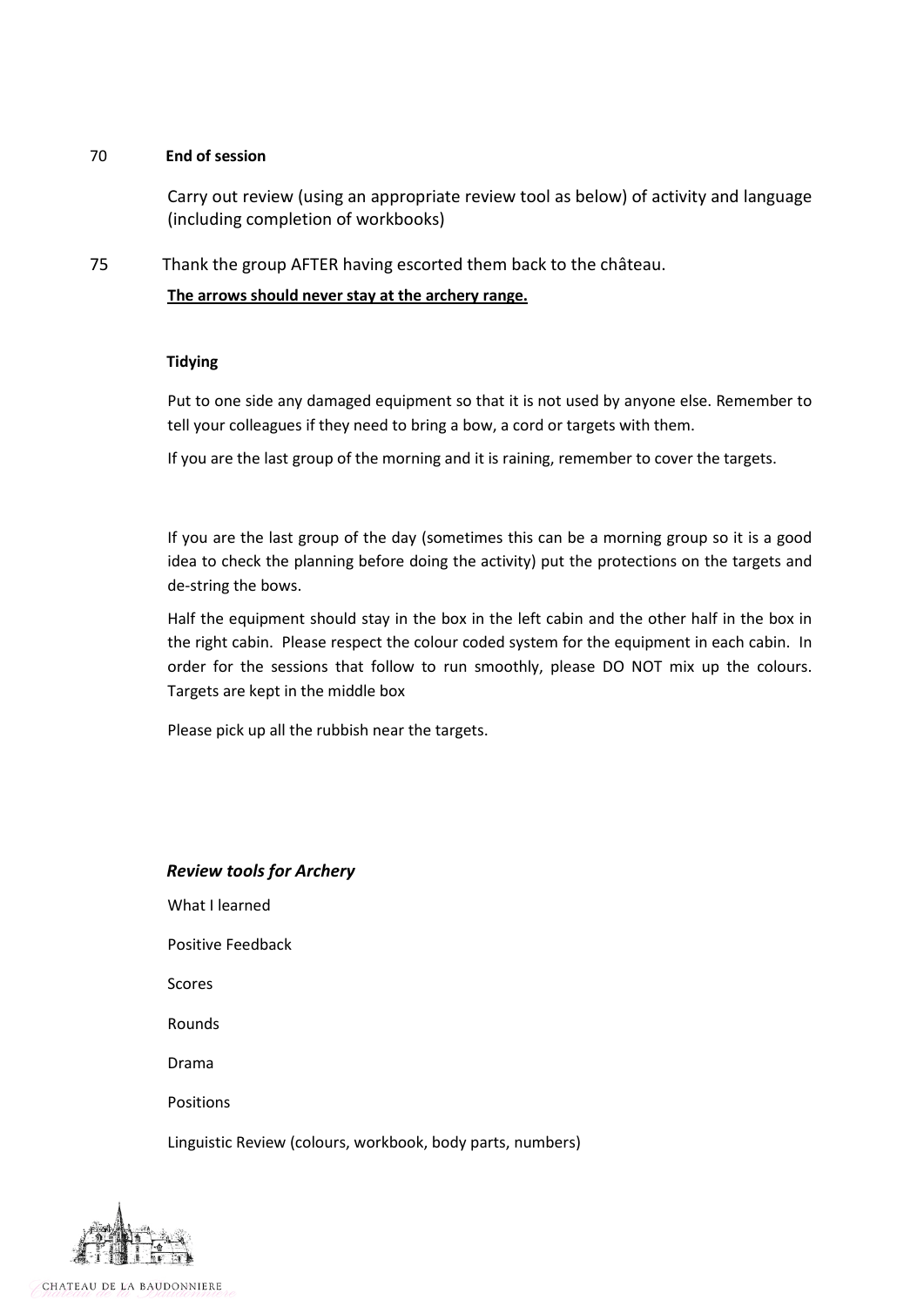70 **End of session**

Carry out review (using an appropriate review tool as below) of activity and language (including completion of workbooks)

75 Thank the group AFTER having escorted them back to the château.

**<u>The arrows should never stay at the archery range.</u>**

**Tidying**

Put to one side any damaged equipment so that it is not used by anyone else. Remember to tell your colleagues if they need to bring a bow, a cord or targets with them.

If you are the last group of the morning and it is raining, remember to cover the targets.

If you are the last group of the day (sometimes this can be a morning group so it is a good idea to check the planning before doing the activity) put the protections on the targets and de-string the bows.

Half the equipment should stay in the box in the left cabin and the other half in the box in the right cabin. Please respect the colour coded system for the equipment in each cabin. In order for the sessions that follow to run smoothly, please DO NOT mix up the colours. Targets are kept in the middle box

Please pick up all the rubbish near the targets.

***Review tools for Archery***

What I learned

Positive Feedback

Scores

Rounds

Drama

Positions

Linguistic Review (colours, workbook, body parts, numbers)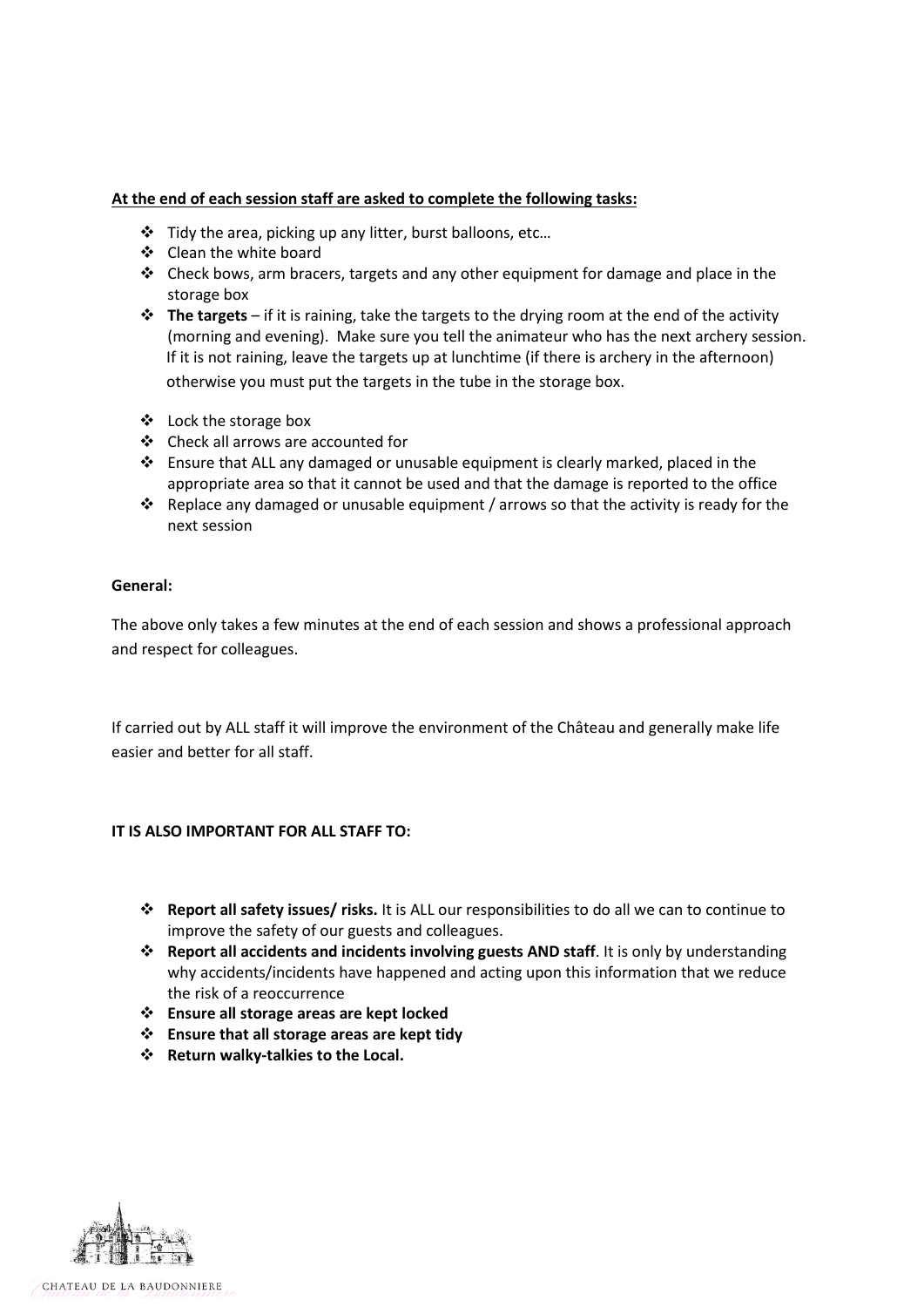**<u>At the end of each session staff are asked to complete the following tasks:</u>**

- Tidy the area, picking up any litter, burst balloons, etc…
- Clean the white board
- Check bows, arm bracers, targets and any other equipment for damage and place in the storage box
- **The targets** – if it is raining, take the targets to the drying room at the end of the activity (morning and evening). Make sure you tell the animateur who has the next archery session. If it is not raining, leave the targets up at lunchtime (if there is archery in the afternoon) otherwise you must put the targets in the tube in the storage box.
- Lock the storage box
- Check all arrows are accounted for
- Ensure that ALL any damaged or unusable equipment is clearly marked, placed in the appropriate area so that it cannot be used and that the damage is reported to the office
- Replace any damaged or unusable equipment / arrows so that the activity is ready for the next session

**General:**

The above only takes a few minutes at the end of each session and shows a professional approach and respect for colleagues.

If carried out by ALL staff it will improve the environment of the Château and generally make life easier and better for all staff.

**IT IS ALSO IMPORTANT FOR ALL STAFF TO:**

- **Report all safety issues/ risks.** It is ALL our responsibilities to do all we can to continue to improve the safety of our guests and colleagues.
- **Report all accidents and incidents involving guests AND staff**. It is only by understanding why accidents/incidents have happened and acting upon this information that we reduce the risk of a reoccurrence
- **Ensure all storage areas are kept locked**
- **Ensure that all storage areas are kept tidy**
- **Return walky-talkies to the Local.**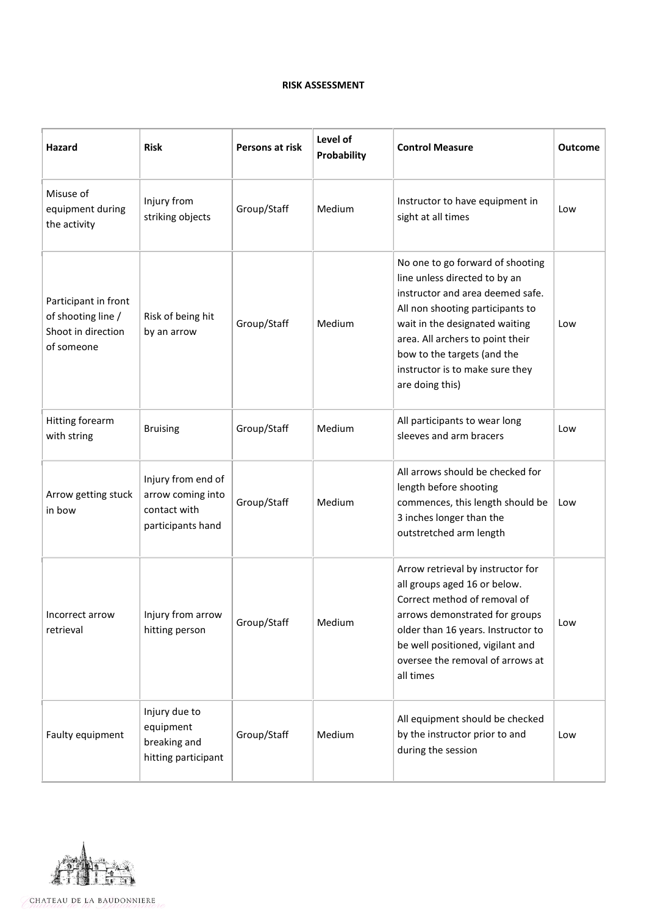# RISK ASSESSMENT

| Hazard | Risk | Persons at risk | Level of Probability | Control Measure | Outcome |
|---|---|---|---|---|---|
| Misuse of equipment during the activity | Injury from striking objects | Group/Staff | Medium | Instructor to have equipment in sight at all times | Low |
| Participant in front of shooting line / Shoot in direction of someone | Risk of being hit by an arrow | Group/Staff | Medium | No one to go forward of shooting line unless directed to by an instructor and area deemed safe. All non shooting participants to wait in the designated waiting area. All archers to point their bow to the targets (and the instructor is to make sure they are doing this) | Low |
| Hitting forearm with string | Bruising | Group/Staff | Medium | All participants to wear long sleeves and arm bracers | Low |
| Arrow getting stuck in bow | Injury from end of arrow coming into contact with participants hand | Group/Staff | Medium | All arrows should be checked for length before shooting commences, this length should be 3 inches longer than the outstretched arm length | Low |
| Incorrect arrow retrieval | Injury from arrow hitting person | Group/Staff | Medium | Arrow retrieval by instructor for all groups aged 16 or below. Correct method of removal of arrows demonstrated for groups older than 16 years. Instructor to be well positioned, vigilant and oversee the removal of arrows at all times | Low |
| Faulty equipment | Injury due to equipment breaking and hitting participant | Group/Staff | Medium | All equipment should be checked by the instructor prior to and during the session | Low |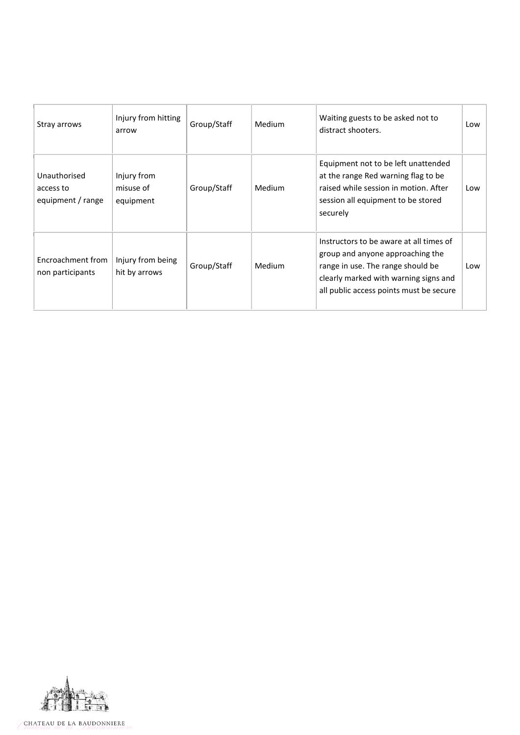| | | | | | |
|---|---|---|---|---|---|
| Stray arrows | Injury from hitting arrow | Group/Staff | Medium | Waiting guests to be asked not to distract shooters. | Low |
| Unauthorised access to equipment / range | Injury from misuse of equipment | Group/Staff | Medium | Equipment not to be left unattended at the range Red warning flag to be raised while session in motion. After session all equipment to be stored securely | Low |
| Encroachment from non participants | Injury from being hit by arrows | Group/Staff | Medium | Instructors to be aware at all times of group and anyone approaching the range in use. The range should be clearly marked with warning signs and all public access points must be secure | Low |